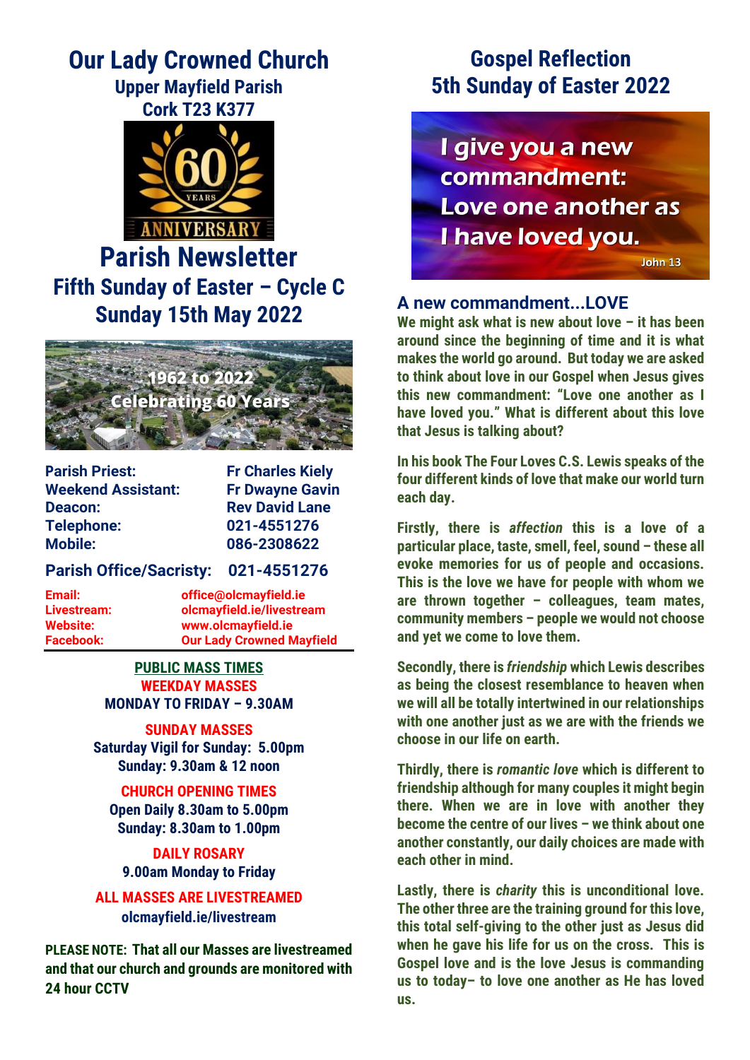# Our Lady Crowned Church

## Upper Mayfield Parish
## Cork T23 K377

60 YEARS ANNIVERSARY

# Parish Newsletter

## Fifth Sunday of Easter – Cycle C
## Sunday 15th May 2022

1962 to 2022
Celebrating 60 Years

| | |
|---|---|
| **Parish Priest:** | **Fr Charles Kiely** |
| **Weekend Assistant:** | **Fr Dwayne Gavin** |
| **Deacon:** | **Rev David Lane** |
| **Telephone:** | **021-4551276** |
| **Mobile:** | **086-2308622** |

**Parish Office/Sacristy: 021-4551276**

| | |
|---|---|
| **Email:** | **office@olcmayfield.ie** |
| **Livestream:** | **olcmayfield.ie/livestream** |
| **Website:** | **www.olcmayfield.ie** |
| **Facebook:** | **Our Lady Crowned Mayfield** |

**PUBLIC MASS TIMES**

**WEEKDAY MASSES**
**MONDAY TO FRIDAY – 9.30AM**

**SUNDAY MASSES**
**Saturday Vigil for Sunday: 5.00pm**
**Sunday: 9.30am & 12 noon**

**CHURCH OPENING TIMES**
**Open Daily 8.30am to 5.00pm**
**Sunday: 8.30am to 1.00pm**

**DAILY ROSARY**
**9.00am Monday to Friday**

**ALL MASSES ARE LIVESTREAMED**
**olcmayfield.ie/livestream**

**PLEASE NOTE: That all our Masses are livestreamed and that our church and grounds are monitored with 24 hour CCTV**

# Gospel Reflection
## 5th Sunday of Easter 2022

I give you a new commandment: Love one another as I have loved you.
John 13

### A new commandment...LOVE

We might ask what is new about love – it has been around since the beginning of time and it is what makes the world go around. But today we are asked to think about love in our Gospel when Jesus gives this new commandment: "Love one another as I have loved you." What is different about this love that Jesus is talking about?

In his book The Four Loves C.S. Lewis speaks of the four different kinds of love that make our world turn each day.

Firstly, there is *affection* this is a love of a particular place, taste, smell, feel, sound – these all evoke memories for us of people and occasions. This is the love we have for people with whom we are thrown together – colleagues, team mates, community members – people we would not choose and yet we come to love them.

Secondly, there is *friendship* which Lewis describes as being the closest resemblance to heaven when we will all be totally intertwined in our relationships with one another just as we are with the friends we choose in our life on earth.

Thirdly, there is *romantic love* which is different to friendship although for many couples it might begin there. When we are in love with another they become the centre of our lives – we think about one another constantly, our daily choices are made with each other in mind.

Lastly, there is *charity* this is unconditional love. The other three are the training ground for this love, this total self-giving to the other just as Jesus did when he gave his life for us on the cross. This is Gospel love and is the love Jesus is commanding us to today– to love one another as He has loved us.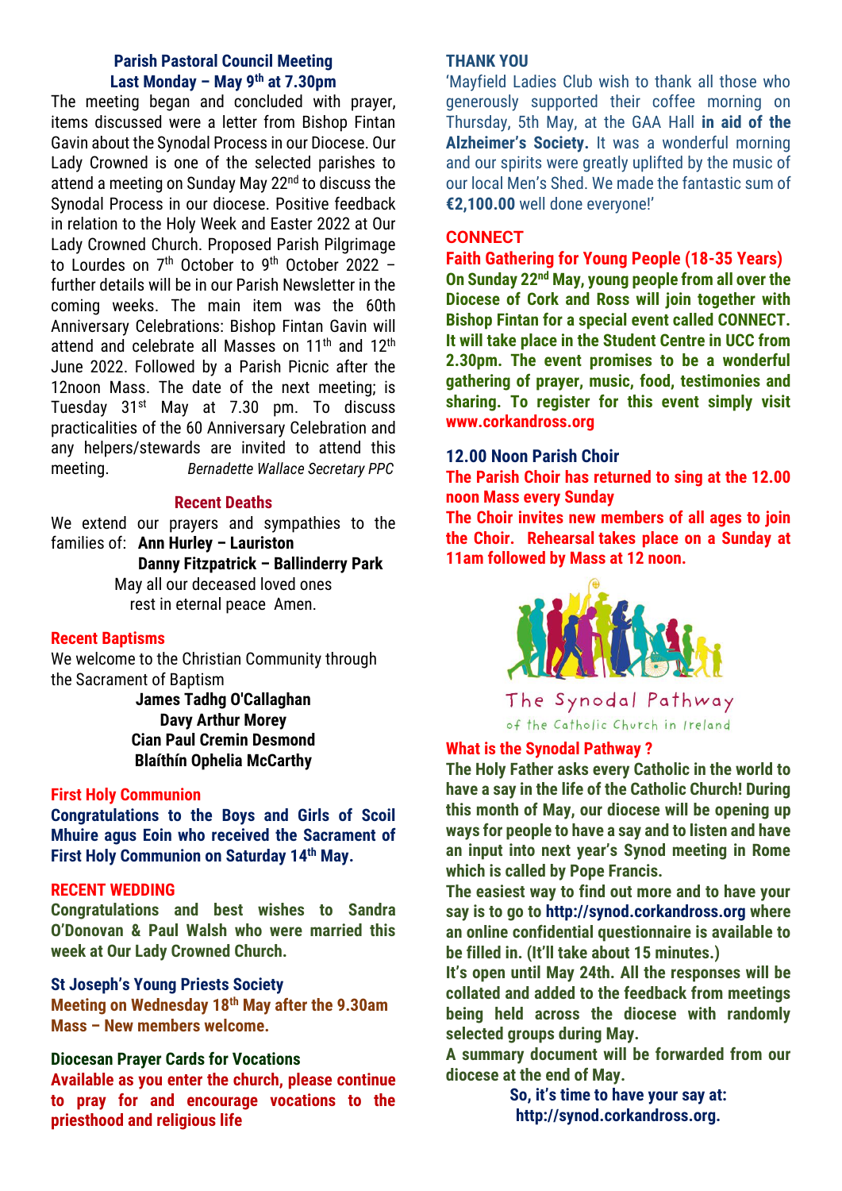## Parish Pastoral Council Meeting

**Last Monday – May 9th at 7.30pm**

The meeting began and concluded with prayer, items discussed were a letter from Bishop Fintan Gavin about the Synodal Process in our Diocese. Our Lady Crowned is one of the selected parishes to attend a meeting on Sunday May 22nd to discuss the Synodal Process in our diocese. Positive feedback in relation to the Holy Week and Easter 2022 at Our Lady Crowned Church. Proposed Parish Pilgrimage to Lourdes on 7th October to 9th October 2022 – further details will be in our Parish Newsletter in the coming weeks. The main item was the 60th Anniversary Celebrations: Bishop Fintan Gavin will attend and celebrate all Masses on 11th and 12th June 2022. Followed by a Parish Picnic after the 12noon Mass. The date of the next meeting; is Tuesday 31st May at 7.30 pm. To discuss practicalities of the 60 Anniversary Celebration and any helpers/stewards are invited to attend this meeting.

*Bernadette Wallace Secretary PPC*

## Recent Deaths

We extend our prayers and sympathies to the families of: **Ann Hurley – Lauriston**

**Danny Fitzpatrick – Ballinderry Park**

May all our deceased loved ones rest in eternal peace Amen.

## Recent Baptisms

We welcome to the Christian Community through the Sacrament of Baptism

**James Tadhg O'Callaghan**
**Davy Arthur Morey**
**Cian Paul Cremin Desmond**
**Bláithín Ophelia McCarthy**

## First Holy Communion

**Congratulations to the Boys and Girls of Scoil Mhuire agus Eoin who received the Sacrament of First Holy Communion on Saturday 14th May.**

## RECENT WEDDING

**Congratulations and best wishes to Sandra O'Donovan & Paul Walsh who were married this week at Our Lady Crowned Church.**

## St Joseph's Young Priests Society

**Meeting on Wednesday 18th May after the 9.30am Mass – New members welcome.**

## Diocesan Prayer Cards for Vocations

**Available as you enter the church, please continue to pray for and encourage vocations to the priesthood and religious life**

## THANK YOU

'Mayfield Ladies Club wish to thank all those who generously supported their coffee morning on Thursday, 5th May, at the GAA Hall **in aid of the Alzheimer's Society.** It was a wonderful morning and our spirits were greatly uplifted by the music of our local Men's Shed. We made the fantastic sum of **€2,100.00** well done everyone!'

## CONNECT

### Faith Gathering for Young People (18-35 Years)

**On Sunday 22nd May, young people from all over the Diocese of Cork and Ross will join together with Bishop Fintan for a special event called CONNECT. It will take place in the Student Centre in UCC from 2.30pm. The event promises to be a wonderful gathering of prayer, music, food, testimonies and sharing. To register for this event simply visit www.corkandross.org**

## 12.00 Noon Parish Choir

**The Parish Choir has returned to sing at the 12.00 noon Mass every Sunday**

**The Choir invites new members of all ages to join the Choir. Rehearsal takes place on a Sunday at 11am followed by Mass at 12 noon.**

The Synodal Pathway
of the Catholic Church in Ireland

## What is the Synodal Pathway ?

**The Holy Father asks every Catholic in the world to have a say in the life of the Catholic Church! During this month of May, our diocese will be opening up ways for people to have a say and to listen and have an input into next year's Synod meeting in Rome which is called by Pope Francis.**

**The easiest way to find out more and to have your say is to go to http://synod.corkandross.org where an online confidential questionnaire is available to be filled in. (It'll take about 15 minutes.)**

**It's open until May 24th. All the responses will be collated and added to the feedback from meetings being held across the diocese with randomly selected groups during May.**

**A summary document will be forwarded from our diocese at the end of May.**

**So, it's time to have your say at: http://synod.corkandross.org.**